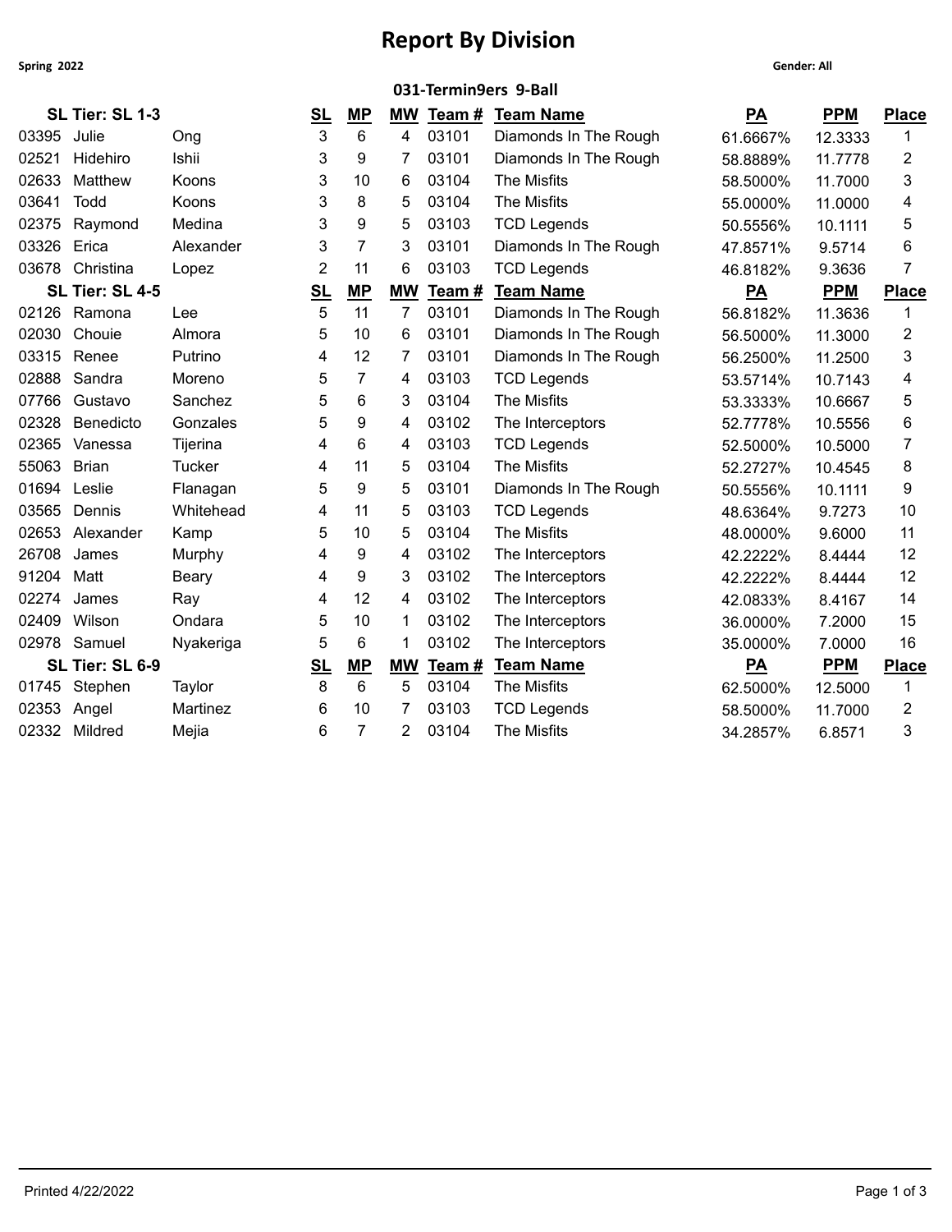# Report By Division

**Spring 2022** **Gender: All**

## 031-Termin9ers 9-Ball

| SL Tier: SL 1-3 | | | SL | MP | MW | Team # | Team Name | PA | PPM | Place |
|---|---|---|---|---|---|---|---|---|---|---|
| 03395 | Julie | Ong | 3 | 6 | 4 | 03101 | Diamonds In The Rough | 61.6667% | 12.3333 | 1 |
| 02521 | Hidehiro | Ishii | 3 | 9 | 7 | 03101 | Diamonds In The Rough | 58.8889% | 11.7778 | 2 |
| 02633 | Matthew | Koons | 3 | 10 | 6 | 03104 | The Misfits | 58.5000% | 11.7000 | 3 |
| 03641 | Todd | Koons | 3 | 8 | 5 | 03104 | The Misfits | 55.0000% | 11.0000 | 4 |
| 02375 | Raymond | Medina | 3 | 9 | 5 | 03103 | TCD Legends | 50.5556% | 10.1111 | 5 |
| 03326 | Erica | Alexander | 3 | 7 | 3 | 03101 | Diamonds In The Rough | 47.8571% | 9.5714 | 6 |
| 03678 | Christina | Lopez | 2 | 11 | 6 | 03103 | TCD Legends | 46.8182% | 9.3636 | 7 |

| SL Tier: SL 4-5 | | | SL | MP | MW | Team # | Team Name | PA | PPM | Place |
|---|---|---|---|---|---|---|---|---|---|---|
| 02126 | Ramona | Lee | 5 | 11 | 7 | 03101 | Diamonds In The Rough | 56.8182% | 11.3636 | 1 |
| 02030 | Chouie | Almora | 5 | 10 | 6 | 03101 | Diamonds In The Rough | 56.5000% | 11.3000 | 2 |
| 03315 | Renee | Putrino | 4 | 12 | 7 | 03101 | Diamonds In The Rough | 56.2500% | 11.2500 | 3 |
| 02888 | Sandra | Moreno | 5 | 7 | 4 | 03103 | TCD Legends | 53.5714% | 10.7143 | 4 |
| 07766 | Gustavo | Sanchez | 5 | 6 | 3 | 03104 | The Misfits | 53.3333% | 10.6667 | 5 |
| 02328 | Benedicto | Gonzales | 5 | 9 | 4 | 03102 | The Interceptors | 52.7778% | 10.5556 | 6 |
| 02365 | Vanessa | Tijerina | 4 | 6 | 4 | 03103 | TCD Legends | 52.5000% | 10.5000 | 7 |
| 55063 | Brian | Tucker | 4 | 11 | 5 | 03104 | The Misfits | 52.2727% | 10.4545 | 8 |
| 01694 | Leslie | Flanagan | 5 | 9 | 5 | 03101 | Diamonds In The Rough | 50.5556% | 10.1111 | 9 |
| 03565 | Dennis | Whitehead | 4 | 11 | 5 | 03103 | TCD Legends | 48.6364% | 9.7273 | 10 |
| 02653 | Alexander | Kamp | 5 | 10 | 5 | 03104 | The Misfits | 48.0000% | 9.6000 | 11 |
| 26708 | James | Murphy | 4 | 9 | 4 | 03102 | The Interceptors | 42.2222% | 8.4444 | 12 |
| 91204 | Matt | Beary | 4 | 9 | 3 | 03102 | The Interceptors | 42.2222% | 8.4444 | 12 |
| 02274 | James | Ray | 4 | 12 | 4 | 03102 | The Interceptors | 42.0833% | 8.4167 | 14 |
| 02409 | Wilson | Ondara | 5 | 10 | 1 | 03102 | The Interceptors | 36.0000% | 7.2000 | 15 |
| 02978 | Samuel | Nyakeriga | 5 | 6 | 1 | 03102 | The Interceptors | 35.0000% | 7.0000 | 16 |

| SL Tier: SL 6-9 | | | SL | MP | MW | Team # | Team Name | PA | PPM | Place |
|---|---|---|---|---|---|---|---|---|---|---|
| 01745 | Stephen | Taylor | 8 | 6 | 5 | 03104 | The Misfits | 62.5000% | 12.5000 | 1 |
| 02353 | Angel | Martinez | 6 | 10 | 7 | 03103 | TCD Legends | 58.5000% | 11.7000 | 2 |
| 02332 | Mildred | Mejia | 6 | 7 | 2 | 03104 | The Misfits | 34.2857% | 6.8571 | 3 |

Printed 4/22/2022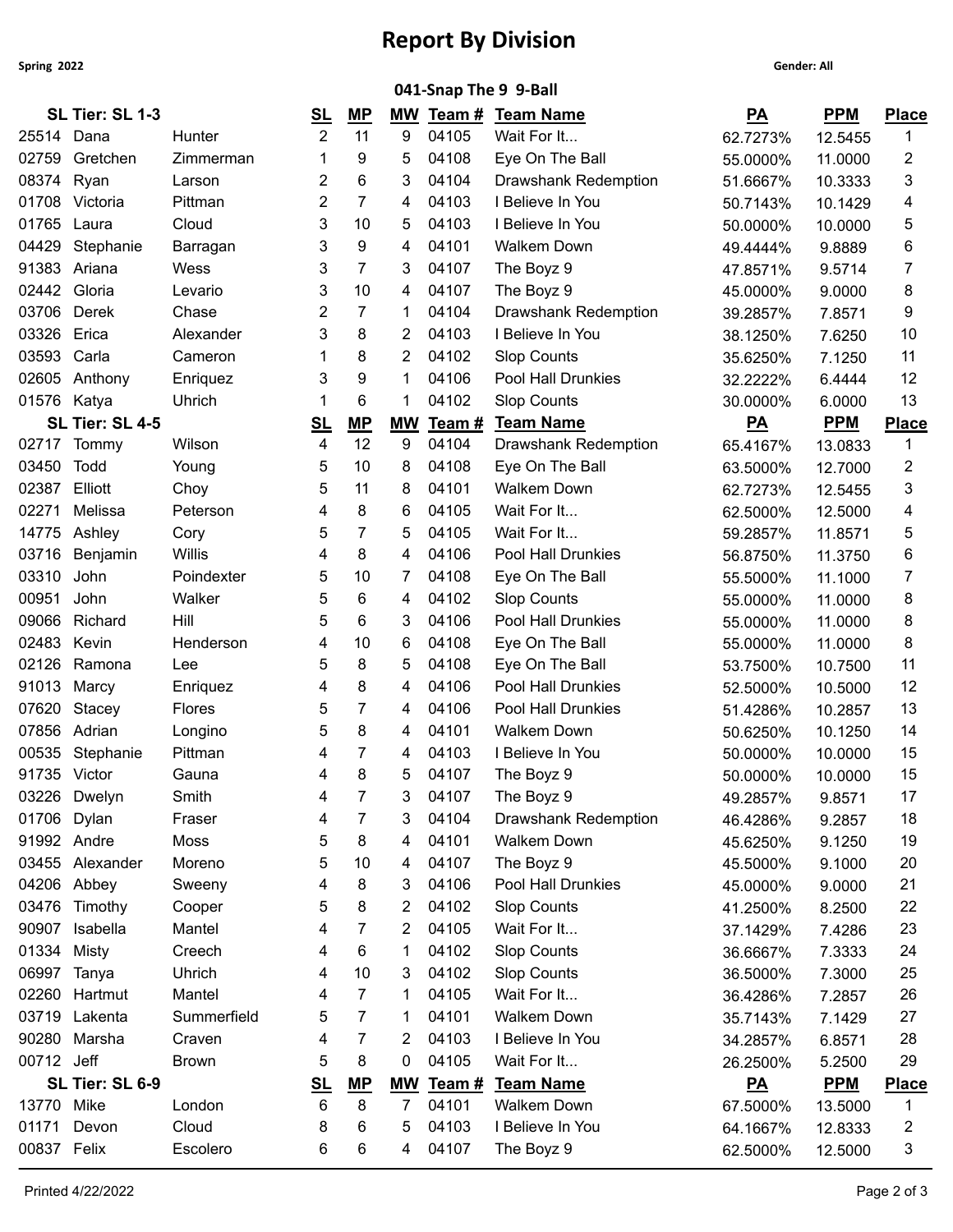# Report By Division

**Spring 2022** **Gender: All**

### 041-Snap The 9 9-Ball

| SL Tier: SL 1-3 | | | SL | MP | MW | Team # | Team Name | PA | PPM | Place |
|---|---|---|---|---|---|---|---|---|---|---|
| 25514 | Dana | Hunter | 2 | 11 | 9 | 04105 | Wait For It... | 62.7273% | 12.5455 | 1 |
| 02759 | Gretchen | Zimmerman | 1 | 9 | 5 | 04108 | Eye On The Ball | 55.0000% | 11.0000 | 2 |
| 08374 | Ryan | Larson | 2 | 6 | 3 | 04104 | Drawshank Redemption | 51.6667% | 10.3333 | 3 |
| 01708 | Victoria | Pittman | 2 | 7 | 4 | 04103 | I Believe In You | 50.7143% | 10.1429 | 4 |
| 01765 | Laura | Cloud | 3 | 10 | 5 | 04103 | I Believe In You | 50.0000% | 10.0000 | 5 |
| 04429 | Stephanie | Barragan | 3 | 9 | 4 | 04101 | Walkem Down | 49.4444% | 9.8889 | 6 |
| 91383 | Ariana | Wess | 3 | 7 | 3 | 04107 | The Boyz 9 | 47.8571% | 9.5714 | 7 |
| 02442 | Gloria | Levario | 3 | 10 | 4 | 04107 | The Boyz 9 | 45.0000% | 9.0000 | 8 |
| 03706 | Derek | Chase | 2 | 7 | 1 | 04104 | Drawshank Redemption | 39.2857% | 7.8571 | 9 |
| 03326 | Erica | Alexander | 3 | 8 | 2 | 04103 | I Believe In You | 38.1250% | 7.6250 | 10 |
| 03593 | Carla | Cameron | 1 | 8 | 2 | 04102 | Slop Counts | 35.6250% | 7.1250 | 11 |
| 02605 | Anthony | Enriquez | 3 | 9 | 1 | 04106 | Pool Hall Drunkies | 32.2222% | 6.4444 | 12 |
| 01576 | Katya | Uhrich | 1 | 6 | 1 | 04102 | Slop Counts | 30.0000% | 6.0000 | 13 |

| SL Tier: SL 4-5 | | | SL | MP | MW | Team # | Team Name | PA | PPM | Place |
|---|---|---|---|---|---|---|---|---|---|---|
| 02717 | Tommy | Wilson | 4 | 12 | 9 | 04104 | Drawshank Redemption | 65.4167% | 13.0833 | 1 |
| 03450 | Todd | Young | 5 | 10 | 8 | 04108 | Eye On The Ball | 63.5000% | 12.7000 | 2 |
| 02387 | Elliott | Choy | 5 | 11 | 8 | 04101 | Walkem Down | 62.7273% | 12.5455 | 3 |
| 02271 | Melissa | Peterson | 4 | 8 | 6 | 04105 | Wait For It... | 62.5000% | 12.5000 | 4 |
| 14775 | Ashley | Cory | 5 | 7 | 5 | 04105 | Wait For It... | 59.2857% | 11.8571 | 5 |
| 03716 | Benjamin | Willis | 4 | 8 | 4 | 04106 | Pool Hall Drunkies | 56.8750% | 11.3750 | 6 |
| 03310 | John | Poindexter | 5 | 10 | 7 | 04108 | Eye On The Ball | 55.5000% | 11.1000 | 7 |
| 00951 | John | Walker | 5 | 6 | 4 | 04102 | Slop Counts | 55.0000% | 11.0000 | 8 |
| 09066 | Richard | Hill | 5 | 6 | 3 | 04106 | Pool Hall Drunkies | 55.0000% | 11.0000 | 8 |
| 02483 | Kevin | Henderson | 4 | 10 | 6 | 04108 | Eye On The Ball | 55.0000% | 11.0000 | 8 |
| 02126 | Ramona | Lee | 5 | 8 | 5 | 04108 | Eye On The Ball | 53.7500% | 10.7500 | 11 |
| 91013 | Marcy | Enriquez | 4 | 8 | 4 | 04106 | Pool Hall Drunkies | 52.5000% | 10.5000 | 12 |
| 07620 | Stacey | Flores | 5 | 7 | 4 | 04106 | Pool Hall Drunkies | 51.4286% | 10.2857 | 13 |
| 07856 | Adrian | Longino | 5 | 8 | 4 | 04101 | Walkem Down | 50.6250% | 10.1250 | 14 |
| 00535 | Stephanie | Pittman | 4 | 7 | 4 | 04103 | I Believe In You | 50.0000% | 10.0000 | 15 |
| 91735 | Victor | Gauna | 4 | 8 | 5 | 04107 | The Boyz 9 | 50.0000% | 10.0000 | 15 |
| 03226 | Dwelyn | Smith | 4 | 7 | 3 | 04107 | The Boyz 9 | 49.2857% | 9.8571 | 17 |
| 01706 | Dylan | Fraser | 4 | 7 | 3 | 04104 | Drawshank Redemption | 46.4286% | 9.2857 | 18 |
| 91992 | Andre | Moss | 5 | 8 | 4 | 04101 | Walkem Down | 45.6250% | 9.1250 | 19 |
| 03455 | Alexander | Moreno | 5 | 10 | 4 | 04107 | The Boyz 9 | 45.5000% | 9.1000 | 20 |
| 04206 | Abbey | Sweeny | 4 | 8 | 3 | 04106 | Pool Hall Drunkies | 45.0000% | 9.0000 | 21 |
| 03476 | Timothy | Cooper | 5 | 8 | 2 | 04102 | Slop Counts | 41.2500% | 8.2500 | 22 |
| 90907 | Isabella | Mantel | 4 | 7 | 2 | 04105 | Wait For It... | 37.1429% | 7.4286 | 23 |
| 01334 | Misty | Creech | 4 | 6 | 1 | 04102 | Slop Counts | 36.6667% | 7.3333 | 24 |
| 06997 | Tanya | Uhrich | 4 | 10 | 3 | 04102 | Slop Counts | 36.5000% | 7.3000 | 25 |
| 02260 | Hartmut | Mantel | 4 | 7 | 1 | 04105 | Wait For It... | 36.4286% | 7.2857 | 26 |
| 03719 | Lakenta | Summerfield | 5 | 7 | 1 | 04101 | Walkem Down | 35.7143% | 7.1429 | 27 |
| 90280 | Marsha | Craven | 4 | 7 | 2 | 04103 | I Believe In You | 34.2857% | 6.8571 | 28 |
| 00712 | Jeff | Brown | 5 | 8 | 0 | 04105 | Wait For It... | 26.2500% | 5.2500 | 29 |

| SL Tier: SL 6-9 | | | SL | MP | MW | Team # | Team Name | PA | PPM | Place |
|---|---|---|---|---|---|---|---|---|---|---|
| 13770 | Mike | London | 6 | 8 | 7 | 04101 | Walkem Down | 67.5000% | 13.5000 | 1 |
| 01171 | Devon | Cloud | 8 | 6 | 5 | 04103 | I Believe In You | 64.1667% | 12.8333 | 2 |
| 00837 | Felix | Escolero | 6 | 6 | 4 | 04107 | The Boyz 9 | 62.5000% | 12.5000 | 3 |

Printed 4/22/2022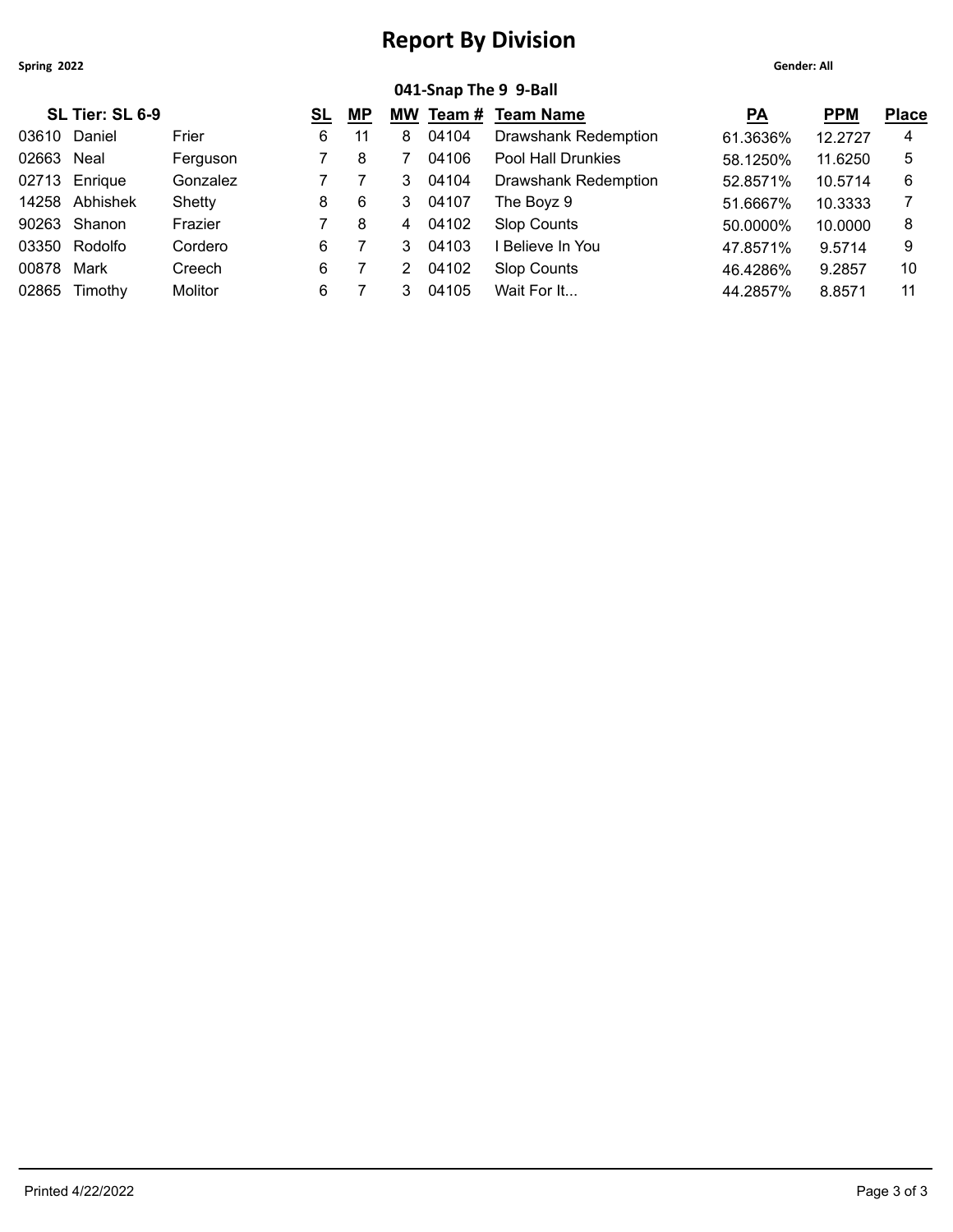# Report By Division

**Spring 2022** **Gender: All**

### 041-Snap The 9 9-Ball

| SL Tier: SL 6-9 | | | SL | MP | MW | Team # | Team Name | PA | PPM | Place |
|---|---|---|---|---|---|---|---|---|---|---|
| 03610 | Daniel | Frier | 6 | 11 | 8 | 04104 | Drawshank Redemption | 61.3636% | 12.2727 | 4 |
| 02663 | Neal | Ferguson | 7 | 8 | 7 | 04106 | Pool Hall Drunkies | 58.1250% | 11.6250 | 5 |
| 02713 | Enrique | Gonzalez | 7 | 7 | 3 | 04104 | Drawshank Redemption | 52.8571% | 10.5714 | 6 |
| 14258 | Abhishek | Shetty | 8 | 6 | 3 | 04107 | The Boyz 9 | 51.6667% | 10.3333 | 7 |
| 90263 | Shanon | Frazier | 7 | 8 | 4 | 04102 | Slop Counts | 50.0000% | 10.0000 | 8 |
| 03350 | Rodolfo | Cordero | 6 | 7 | 3 | 04103 | I Believe In You | 47.8571% | 9.5714 | 9 |
| 00878 | Mark | Creech | 6 | 7 | 2 | 04102 | Slop Counts | 46.4286% | 9.2857 | 10 |
| 02865 | Timothy | Molitor | 6 | 7 | 3 | 04105 | Wait For It... | 44.2857% | 8.8571 | 11 |

Printed 4/22/2022